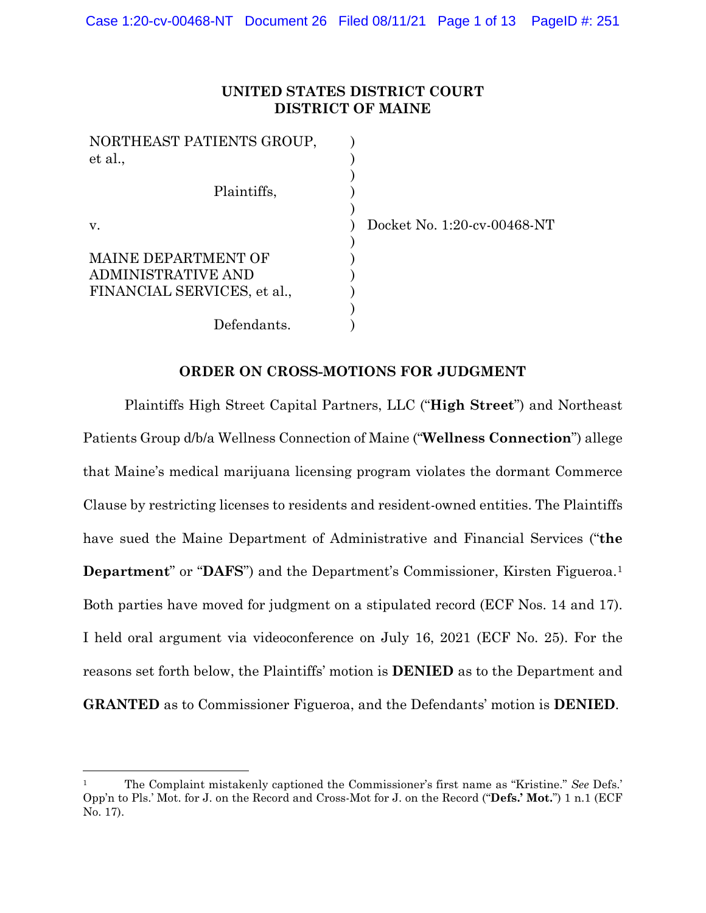**UNITED STATES DISTRICT COURT**
**DISTRICT OF MAINE**

| | | |
|---|---|---|
| NORTHEAST PATIENTS GROUP, et al., | ) | |
| Plaintiffs, | ) | |
| v. | ) | Docket No. 1:20-cv-00468-NT |
| MAINE DEPARTMENT OF ADMINISTRATIVE AND FINANCIAL SERVICES, et al., | ) | |
| Defendants. | ) | |

**ORDER ON CROSS-MOTIONS FOR JUDGMENT**

Plaintiffs High Street Capital Partners, LLC ("**High Street**") and Northeast Patients Group d/b/a Wellness Connection of Maine ("**Wellness Connection**") allege that Maine's medical marijuana licensing program violates the dormant Commerce Clause by restricting licenses to residents and resident-owned entities. The Plaintiffs have sued the Maine Department of Administrative and Financial Services ("**the Department**" or "**DAFS**") and the Department's Commissioner, Kirsten Figueroa.[1] Both parties have moved for judgment on a stipulated record (ECF Nos. 14 and 17). I held oral argument via videoconference on July 16, 2021 (ECF No. 25). For the reasons set forth below, the Plaintiffs' motion is **DENIED** as to the Department and **GRANTED** as to Commissioner Figueroa, and the Defendants' motion is **DENIED**.

[1] The Complaint mistakenly captioned the Commissioner's first name as "Kristine." *See* Defs.' Opp'n to Pls.' Mot. for J. on the Record and Cross-Mot for J. on the Record ("**Defs.' Mot.**") 1 n.1 (ECF No. 17).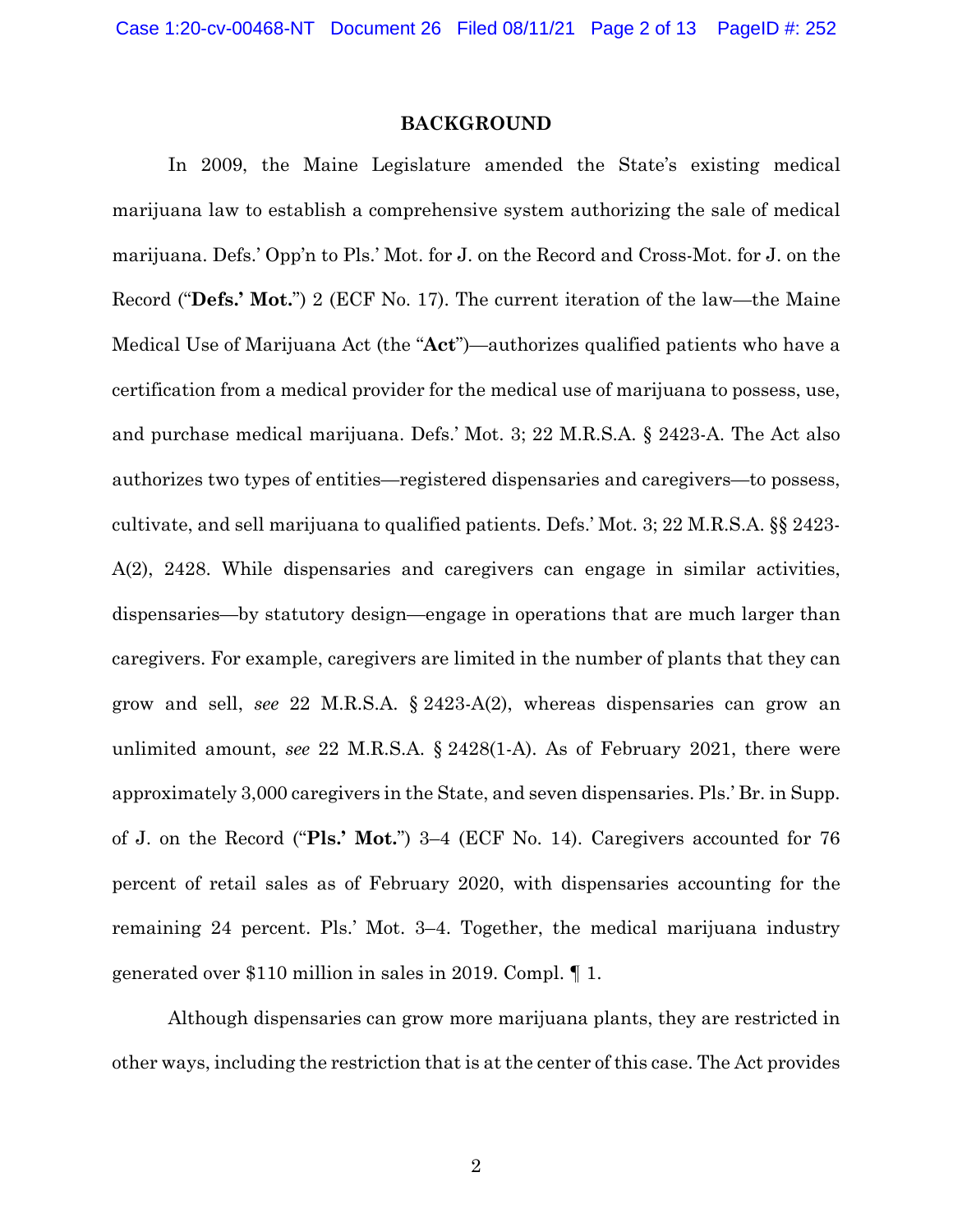## BACKGROUND

In 2009, the Maine Legislature amended the State's existing medical marijuana law to establish a comprehensive system authorizing the sale of medical marijuana. Defs.' Opp'n to Pls.' Mot. for J. on the Record and Cross-Mot. for J. on the Record ("**Defs.' Mot.**") 2 (ECF No. 17). The current iteration of the law—the Maine Medical Use of Marijuana Act (the "**Act**")—authorizes qualified patients who have a certification from a medical provider for the medical use of marijuana to possess, use, and purchase medical marijuana. Defs.' Mot. 3; 22 M.R.S.A. § 2423-A. The Act also authorizes two types of entities—registered dispensaries and caregivers—to possess, cultivate, and sell marijuana to qualified patients. Defs.' Mot. 3; 22 M.R.S.A. §§ 2423-A(2), 2428. While dispensaries and caregivers can engage in similar activities, dispensaries—by statutory design—engage in operations that are much larger than caregivers. For example, caregivers are limited in the number of plants that they can grow and sell, *see* 22 M.R.S.A. § 2423-A(2), whereas dispensaries can grow an unlimited amount, *see* 22 M.R.S.A. § 2428(1-A). As of February 2021, there were approximately 3,000 caregivers in the State, and seven dispensaries. Pls.' Br. in Supp. of J. on the Record ("**Pls.' Mot.**") 3–4 (ECF No. 14). Caregivers accounted for 76 percent of retail sales as of February 2020, with dispensaries accounting for the remaining 24 percent. Pls.' Mot. 3–4. Together, the medical marijuana industry generated over $110 million in sales in 2019. Compl. ¶ 1.

Although dispensaries can grow more marijuana plants, they are restricted in other ways, including the restriction that is at the center of this case. The Act provides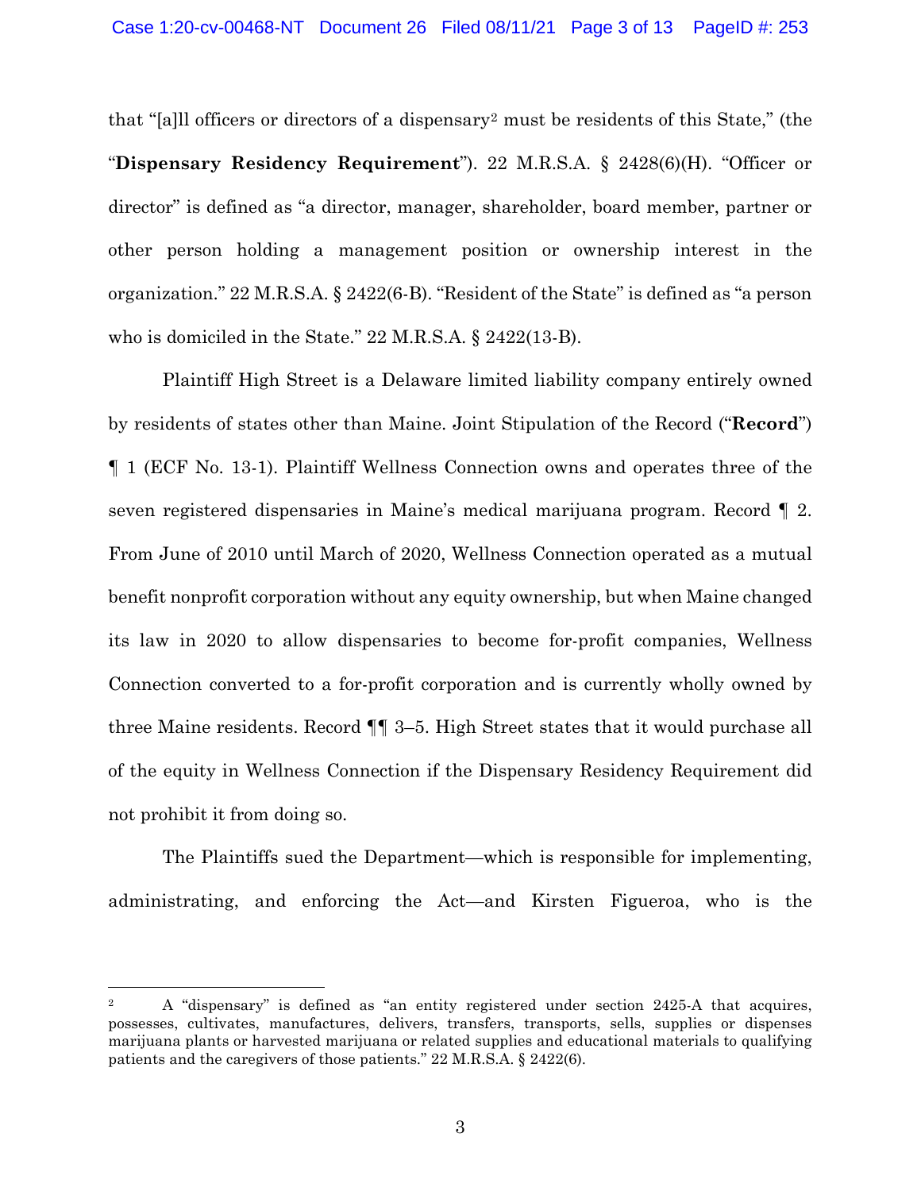that "[a]ll officers or directors of a dispensary[2] must be residents of this State," (the "**Dispensary Residency Requirement**"). 22 M.R.S.A. § 2428(6)(H). "Officer or director" is defined as "a director, manager, shareholder, board member, partner or other person holding a management position or ownership interest in the organization." 22 M.R.S.A. § 2422(6-B). "Resident of the State" is defined as "a person who is domiciled in the State." 22 M.R.S.A. § 2422(13-B).

Plaintiff High Street is a Delaware limited liability company entirely owned by residents of states other than Maine. Joint Stipulation of the Record ("**Record**") ¶ 1 (ECF No. 13-1). Plaintiff Wellness Connection owns and operates three of the seven registered dispensaries in Maine's medical marijuana program. Record ¶ 2. From June of 2010 until March of 2020, Wellness Connection operated as a mutual benefit nonprofit corporation without any equity ownership, but when Maine changed its law in 2020 to allow dispensaries to become for-profit companies, Wellness Connection converted to a for-profit corporation and is currently wholly owned by three Maine residents. Record ¶¶ 3–5. High Street states that it would purchase all of the equity in Wellness Connection if the Dispensary Residency Requirement did not prohibit it from doing so.

The Plaintiffs sued the Department—which is responsible for implementing, administrating, and enforcing the Act—and Kirsten Figueroa, who is the

---

[2] A "dispensary" is defined as "an entity registered under section 2425-A that acquires, possesses, cultivates, manufactures, delivers, transfers, transports, sells, supplies or dispenses marijuana plants or harvested marijuana or related supplies and educational materials to qualifying patients and the caregivers of those patients." 22 M.R.S.A. § 2422(6).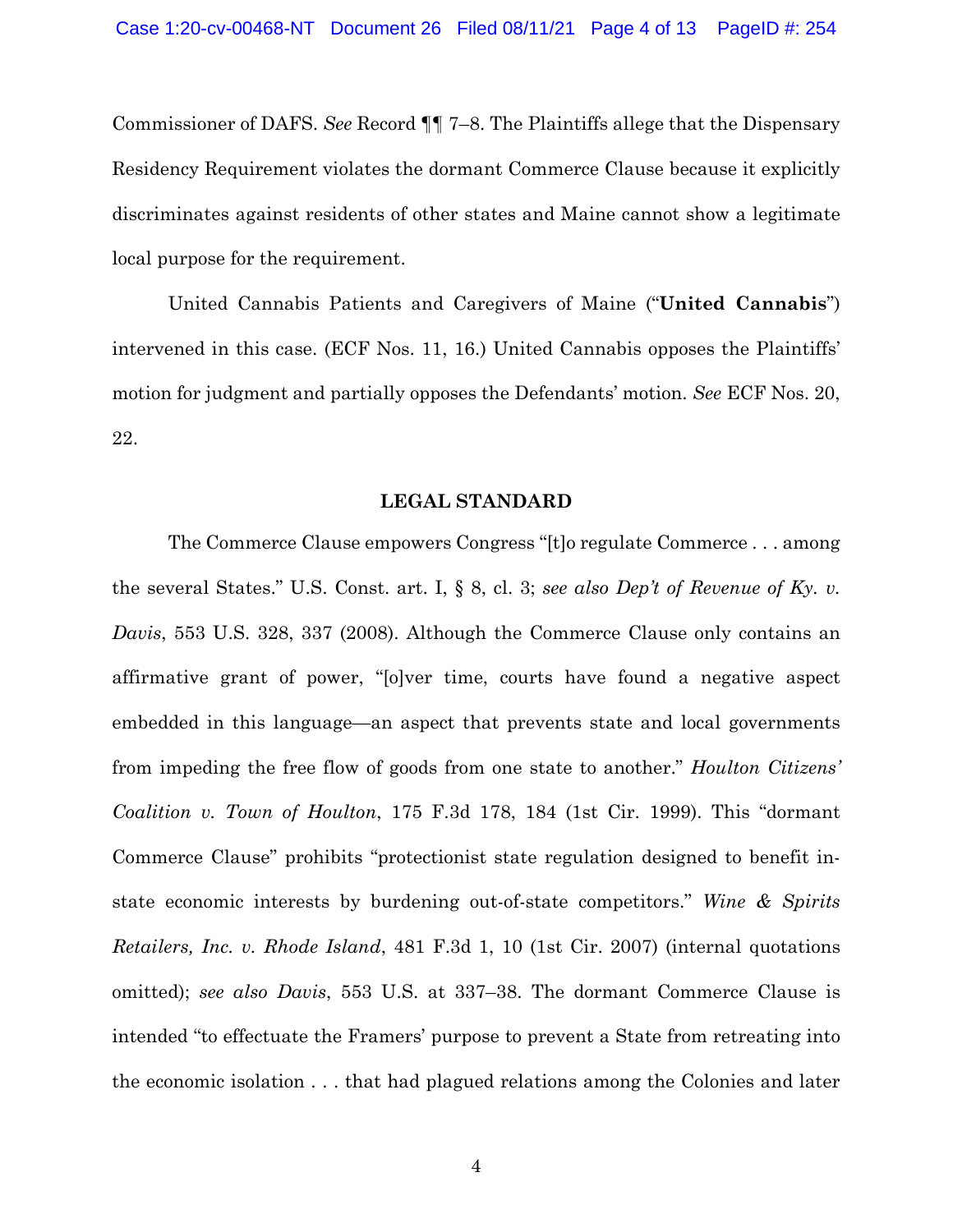Commissioner of DAFS. *See* Record ¶¶ 7–8. The Plaintiffs allege that the Dispensary Residency Requirement violates the dormant Commerce Clause because it explicitly discriminates against residents of other states and Maine cannot show a legitimate local purpose for the requirement.

United Cannabis Patients and Caregivers of Maine ("**United Cannabis**") intervened in this case. (ECF Nos. 11, 16.) United Cannabis opposes the Plaintiffs' motion for judgment and partially opposes the Defendants' motion. *See* ECF Nos. 20, 22.

## LEGAL STANDARD

The Commerce Clause empowers Congress "[t]o regulate Commerce . . . among the several States." U.S. Const. art. I, § 8, cl. 3; *see also Dep't of Revenue of Ky. v. Davis*, 553 U.S. 328, 337 (2008). Although the Commerce Clause only contains an affirmative grant of power, "[o]ver time, courts have found a negative aspect embedded in this language—an aspect that prevents state and local governments from impeding the free flow of goods from one state to another." *Houlton Citizens' Coalition v. Town of Houlton*, 175 F.3d 178, 184 (1st Cir. 1999). This "dormant Commerce Clause" prohibits "protectionist state regulation designed to benefit in-state economic interests by burdening out-of-state competitors." *Wine & Spirits Retailers, Inc. v. Rhode Island*, 481 F.3d 1, 10 (1st Cir. 2007) (internal quotations omitted); *see also Davis*, 553 U.S. at 337–38. The dormant Commerce Clause is intended "to effectuate the Framers' purpose to prevent a State from retreating into the economic isolation . . . that had plagued relations among the Colonies and later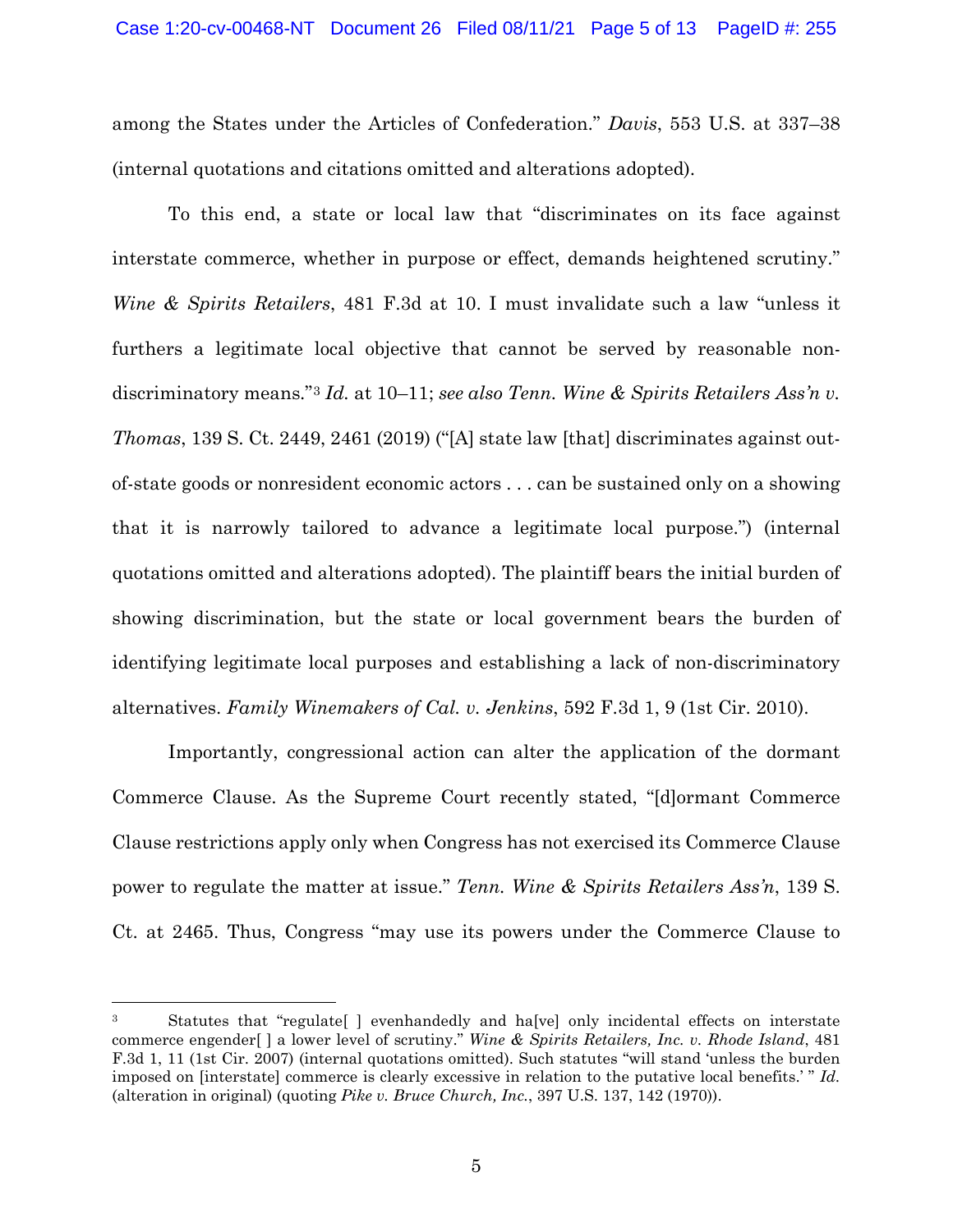among the States under the Articles of Confederation." *Davis*, 553 U.S. at 337–38 (internal quotations and citations omitted and alterations adopted).

To this end, a state or local law that "discriminates on its face against interstate commerce, whether in purpose or effect, demands heightened scrutiny." *Wine & Spirits Retailers*, 481 F.3d at 10. I must invalidate such a law "unless it furthers a legitimate local objective that cannot be served by reasonable non-discriminatory means."[3] *Id.* at 10–11; *see also Tenn. Wine & Spirits Retailers Ass'n v. Thomas*, 139 S. Ct. 2449, 2461 (2019) ("[A] state law [that] discriminates against out-of-state goods or nonresident economic actors . . . can be sustained only on a showing that it is narrowly tailored to advance a legitimate local purpose.") (internal quotations omitted and alterations adopted). The plaintiff bears the initial burden of showing discrimination, but the state or local government bears the burden of identifying legitimate local purposes and establishing a lack of non-discriminatory alternatives. *Family Winemakers of Cal. v. Jenkins*, 592 F.3d 1, 9 (1st Cir. 2010).

Importantly, congressional action can alter the application of the dormant Commerce Clause. As the Supreme Court recently stated, "[d]ormant Commerce Clause restrictions apply only when Congress has not exercised its Commerce Clause power to regulate the matter at issue." *Tenn. Wine & Spirits Retailers Ass'n*, 139 S. Ct. at 2465. Thus, Congress "may use its powers under the Commerce Clause to

---

[3] Statutes that "regulate[ ] evenhandedly and ha[ve] only incidental effects on interstate commerce engender[ ] a lower level of scrutiny." *Wine & Spirits Retailers, Inc. v. Rhode Island*, 481 F.3d 1, 11 (1st Cir. 2007) (internal quotations omitted). Such statutes "will stand 'unless the burden imposed on [interstate] commerce is clearly excessive in relation to the putative local benefits.' " *Id.* (alteration in original) (quoting *Pike v. Bruce Church, Inc.*, 397 U.S. 137, 142 (1970)).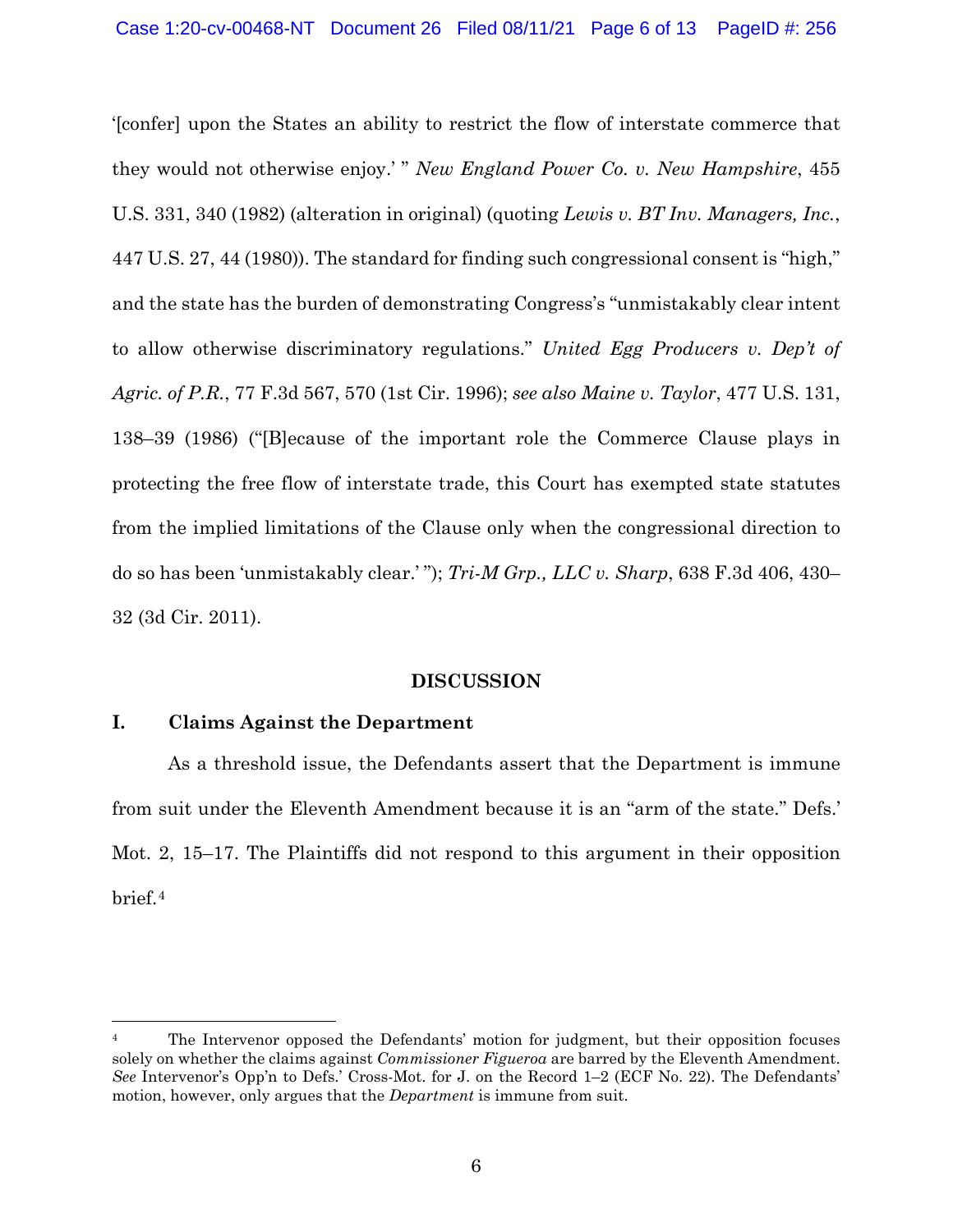'[confer] upon the States an ability to restrict the flow of interstate commerce that they would not otherwise enjoy.' " *New England Power Co. v. New Hampshire*, 455 U.S. 331, 340 (1982) (alteration in original) (quoting *Lewis v. BT Inv. Managers, Inc.*, 447 U.S. 27, 44 (1980)). The standard for finding such congressional consent is "high," and the state has the burden of demonstrating Congress's "unmistakably clear intent to allow otherwise discriminatory regulations." *United Egg Producers v. Dep't of Agric. of P.R.*, 77 F.3d 567, 570 (1st Cir. 1996); *see also Maine v. Taylor*, 477 U.S. 131, 138–39 (1986) ("[B]ecause of the important role the Commerce Clause plays in protecting the free flow of interstate trade, this Court has exempted state statutes from the implied limitations of the Clause only when the congressional direction to do so has been 'unmistakably clear.' "); *Tri-M Grp., LLC v. Sharp*, 638 F.3d 406, 430–32 (3d Cir. 2011).

## DISCUSSION

### I. Claims Against the Department

As a threshold issue, the Defendants assert that the Department is immune from suit under the Eleventh Amendment because it is an "arm of the state." Defs.' Mot. 2, 15–17. The Plaintiffs did not respond to this argument in their opposition brief.[4]

---

[4] The Intervenor opposed the Defendants' motion for judgment, but their opposition focuses solely on whether the claims against *Commissioner Figueroa* are barred by the Eleventh Amendment. *See* Intervenor's Opp'n to Defs.' Cross-Mot. for J. on the Record 1–2 (ECF No. 22). The Defendants' motion, however, only argues that the *Department* is immune from suit.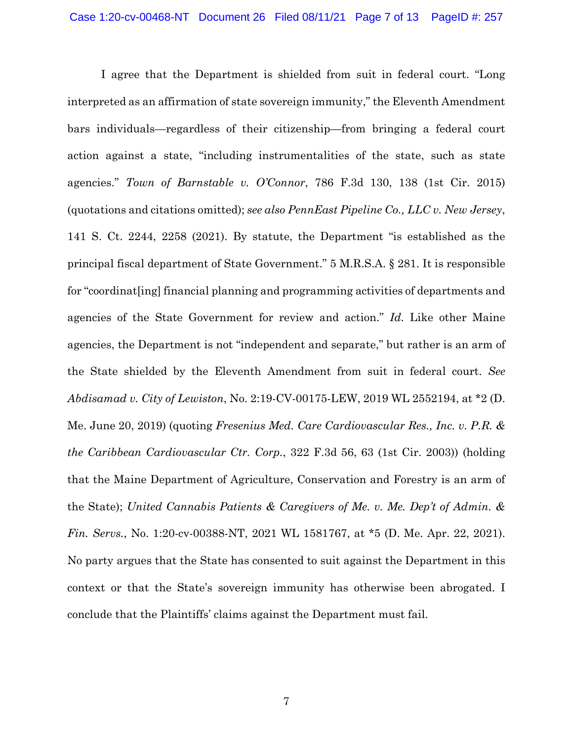I agree that the Department is shielded from suit in federal court. "Long interpreted as an affirmation of state sovereign immunity," the Eleventh Amendment bars individuals—regardless of their citizenship—from bringing a federal court action against a state, "including instrumentalities of the state, such as state agencies." *Town of Barnstable v. O'Connor*, 786 F.3d 130, 138 (1st Cir. 2015) (quotations and citations omitted); *see also PennEast Pipeline Co., LLC v. New Jersey*, 141 S. Ct. 2244, 2258 (2021). By statute, the Department "is established as the principal fiscal department of State Government." 5 M.R.S.A. § 281. It is responsible for "coordinat[ing] financial planning and programming activities of departments and agencies of the State Government for review and action." *Id.* Like other Maine agencies, the Department is not "independent and separate," but rather is an arm of the State shielded by the Eleventh Amendment from suit in federal court. *See Abdisamad v. City of Lewiston*, No. 2:19-CV-00175-LEW, 2019 WL 2552194, at *2 (D. Me. June 20, 2019) (quoting *Fresenius Med. Care Cardiovascular Res., Inc. v. P.R. & the Caribbean Cardiovascular Ctr. Corp.*, 322 F.3d 56, 63 (1st Cir. 2003)) (holding that the Maine Department of Agriculture, Conservation and Forestry is an arm of the State); *United Cannabis Patients & Caregivers of Me. v. Me. Dep't of Admin. & Fin. Servs.*, No. 1:20-cv-00388-NT, 2021 WL 1581767, at *5 (D. Me. Apr. 22, 2021). No party argues that the State has consented to suit against the Department in this context or that the State's sovereign immunity has otherwise been abrogated. I conclude that the Plaintiffs' claims against the Department must fail.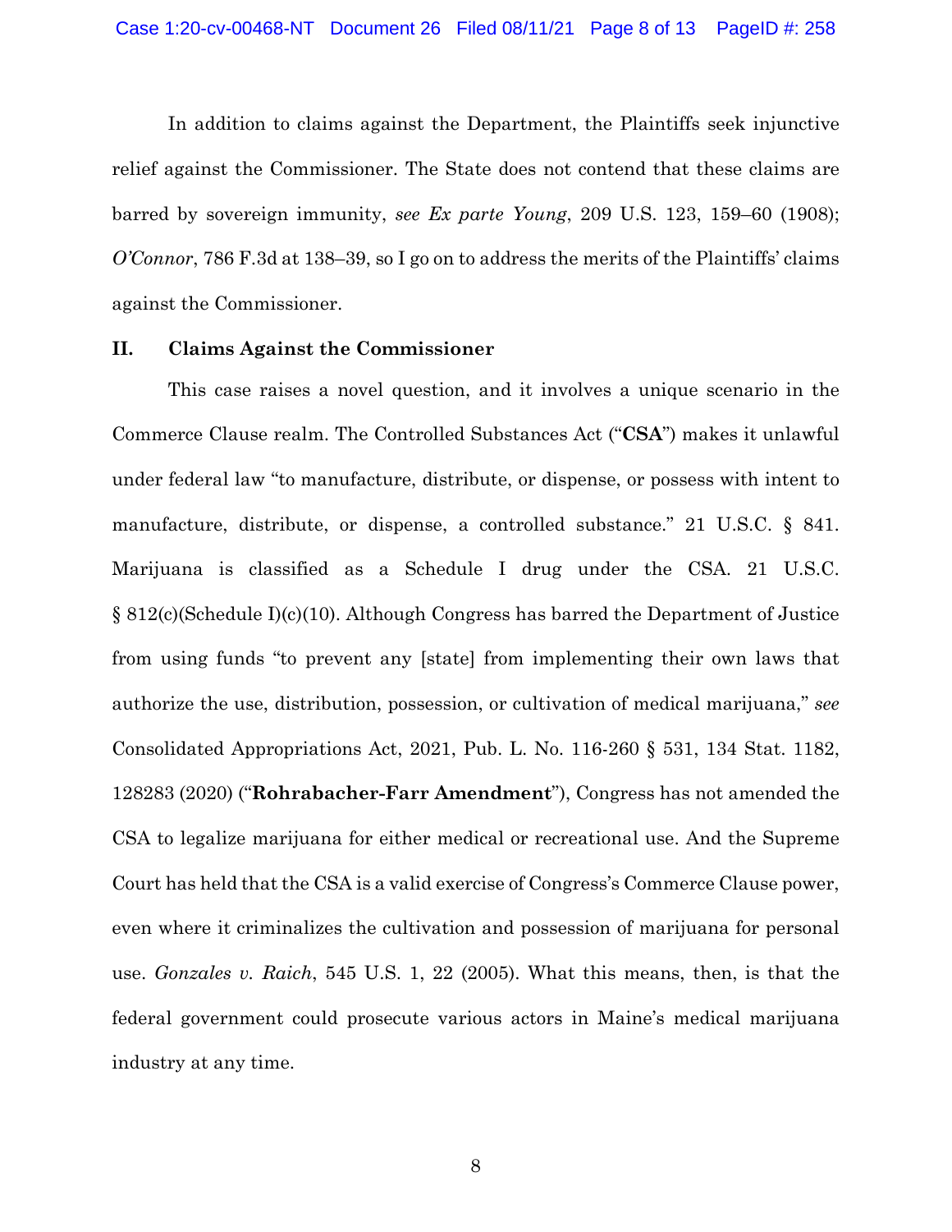In addition to claims against the Department, the Plaintiffs seek injunctive relief against the Commissioner. The State does not contend that these claims are barred by sovereign immunity, *see Ex parte Young*, 209 U.S. 123, 159–60 (1908); *O'Connor*, 786 F.3d at 138–39, so I go on to address the merits of the Plaintiffs' claims against the Commissioner.

## II. Claims Against the Commissioner

This case raises a novel question, and it involves a unique scenario in the Commerce Clause realm. The Controlled Substances Act ("**CSA**") makes it unlawful under federal law "to manufacture, distribute, or dispense, or possess with intent to manufacture, distribute, or dispense, a controlled substance." 21 U.S.C. § 841. Marijuana is classified as a Schedule I drug under the CSA. 21 U.S.C. § 812(c)(Schedule I)(c)(10). Although Congress has barred the Department of Justice from using funds "to prevent any [state] from implementing their own laws that authorize the use, distribution, possession, or cultivation of medical marijuana," *see* Consolidated Appropriations Act, 2021, Pub. L. No. 116-260 § 531, 134 Stat. 1182, 128283 (2020) ("**Rohrabacher-Farr Amendment**"), Congress has not amended the CSA to legalize marijuana for either medical or recreational use. And the Supreme Court has held that the CSA is a valid exercise of Congress's Commerce Clause power, even where it criminalizes the cultivation and possession of marijuana for personal use. *Gonzales v. Raich*, 545 U.S. 1, 22 (2005). What this means, then, is that the federal government could prosecute various actors in Maine's medical marijuana industry at any time.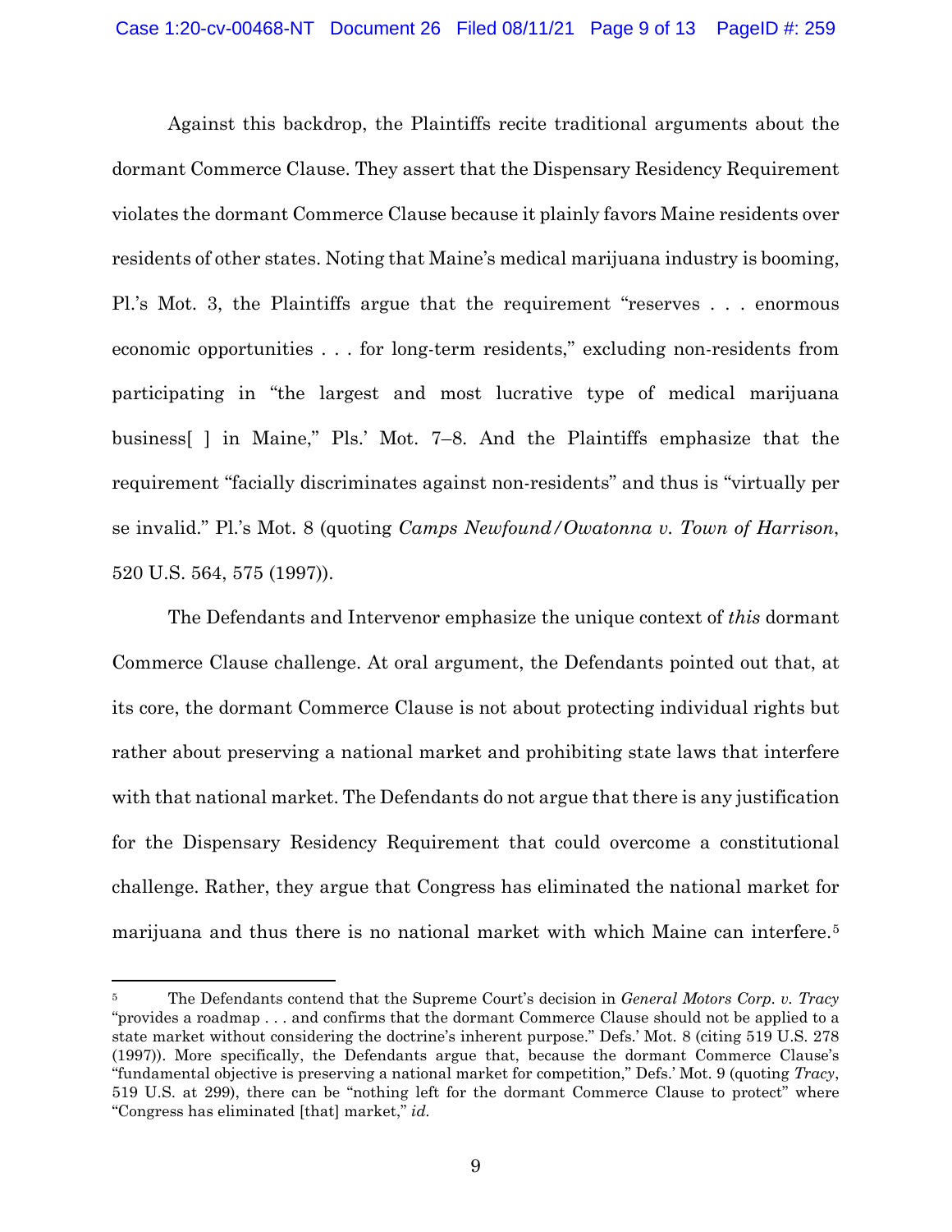Against this backdrop, the Plaintiffs recite traditional arguments about the dormant Commerce Clause. They assert that the Dispensary Residency Requirement violates the dormant Commerce Clause because it plainly favors Maine residents over residents of other states. Noting that Maine's medical marijuana industry is booming, Pl.'s Mot. 3, the Plaintiffs argue that the requirement "reserves . . . enormous economic opportunities . . . for long-term residents," excluding non-residents from participating in "the largest and most lucrative type of medical marijuana business[ ] in Maine," Pls.' Mot. 7–8. And the Plaintiffs emphasize that the requirement "facially discriminates against non-residents" and thus is "virtually per se invalid." Pl.'s Mot. 8 (quoting *Camps Newfound/Owatonna v. Town of Harrison*, 520 U.S. 564, 575 (1997)).

The Defendants and Intervenor emphasize the unique context of *this* dormant Commerce Clause challenge. At oral argument, the Defendants pointed out that, at its core, the dormant Commerce Clause is not about protecting individual rights but rather about preserving a national market and prohibiting state laws that interfere with that national market. The Defendants do not argue that there is any justification for the Dispensary Residency Requirement that could overcome a constitutional challenge. Rather, they argue that Congress has eliminated the national market for marijuana and thus there is no national market with which Maine can interfere.[5]

[5] The Defendants contend that the Supreme Court's decision in *General Motors Corp. v. Tracy* "provides a roadmap . . . and confirms that the dormant Commerce Clause should not be applied to a state market without considering the doctrine's inherent purpose." Defs.' Mot. 8 (citing 519 U.S. 278 (1997)). More specifically, the Defendants argue that, because the dormant Commerce Clause's "fundamental objective is preserving a national market for competition," Defs.' Mot. 9 (quoting *Tracy*, 519 U.S. at 299), there can be "nothing left for the dormant Commerce Clause to protect" where "Congress has eliminated [that] market," *id.*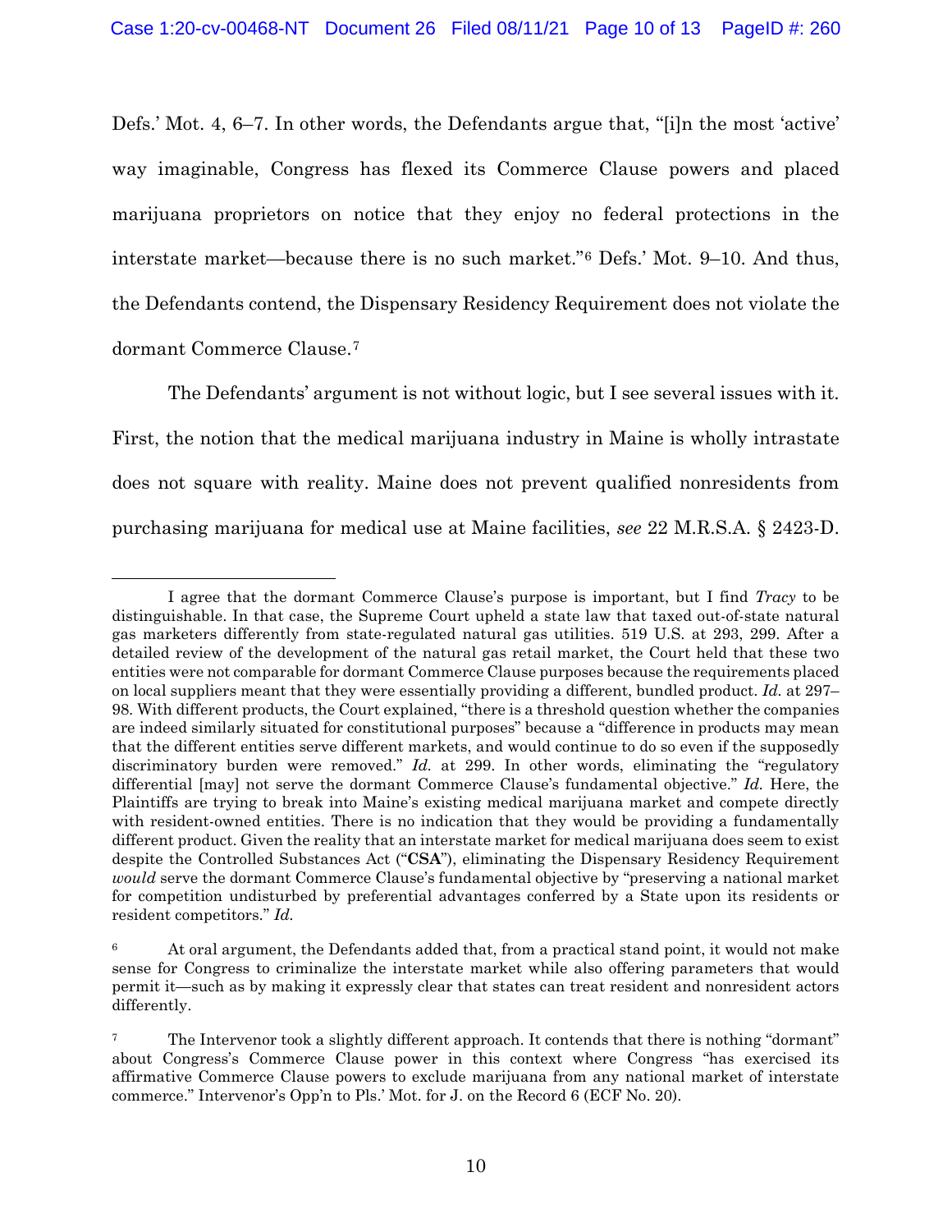Defs.' Mot. 4, 6–7. In other words, the Defendants argue that, "[i]n the most 'active' way imaginable, Congress has flexed its Commerce Clause powers and placed marijuana proprietors on notice that they enjoy no federal protections in the interstate market—because there is no such market."[6] Defs.' Mot. 9–10. And thus, the Defendants contend, the Dispensary Residency Requirement does not violate the dormant Commerce Clause.[7]

The Defendants' argument is not without logic, but I see several issues with it. First, the notion that the medical marijuana industry in Maine is wholly intrastate does not square with reality. Maine does not prevent qualified nonresidents from purchasing marijuana for medical use at Maine facilities, *see* 22 M.R.S.A. § 2423-D.

---

I agree that the dormant Commerce Clause's purpose is important, but I find *Tracy* to be distinguishable. In that case, the Supreme Court upheld a state law that taxed out-of-state natural gas marketers differently from state-regulated natural gas utilities. 519 U.S. at 293, 299. After a detailed review of the development of the natural gas retail market, the Court held that these two entities were not comparable for dormant Commerce Clause purposes because the requirements placed on local suppliers meant that they were essentially providing a different, bundled product. *Id.* at 297–98. With different products, the Court explained, "there is a threshold question whether the companies are indeed similarly situated for constitutional purposes" because a "difference in products may mean that the different entities serve different markets, and would continue to do so even if the supposedly discriminatory burden were removed." *Id.* at 299. In other words, eliminating the "regulatory differential [may] not serve the dormant Commerce Clause's fundamental objective." *Id.* Here, the Plaintiffs are trying to break into Maine's existing medical marijuana market and compete directly with resident-owned entities. There is no indication that they would be providing a fundamentally different product. Given the reality that an interstate market for medical marijuana does seem to exist despite the Controlled Substances Act ("**CSA**"), eliminating the Dispensary Residency Requirement *would* serve the dormant Commerce Clause's fundamental objective by "preserving a national market for competition undisturbed by preferential advantages conferred by a State upon its residents or resident competitors." *Id.*

[6] At oral argument, the Defendants added that, from a practical stand point, it would not make sense for Congress to criminalize the interstate market while also offering parameters that would permit it—such as by making it expressly clear that states can treat resident and nonresident actors differently.

[7] The Intervenor took a slightly different approach. It contends that there is nothing "dormant" about Congress's Commerce Clause power in this context where Congress "has exercised its affirmative Commerce Clause powers to exclude marijuana from any national market of interstate commerce." Intervenor's Opp'n to Pls.' Mot. for J. on the Record 6 (ECF No. 20).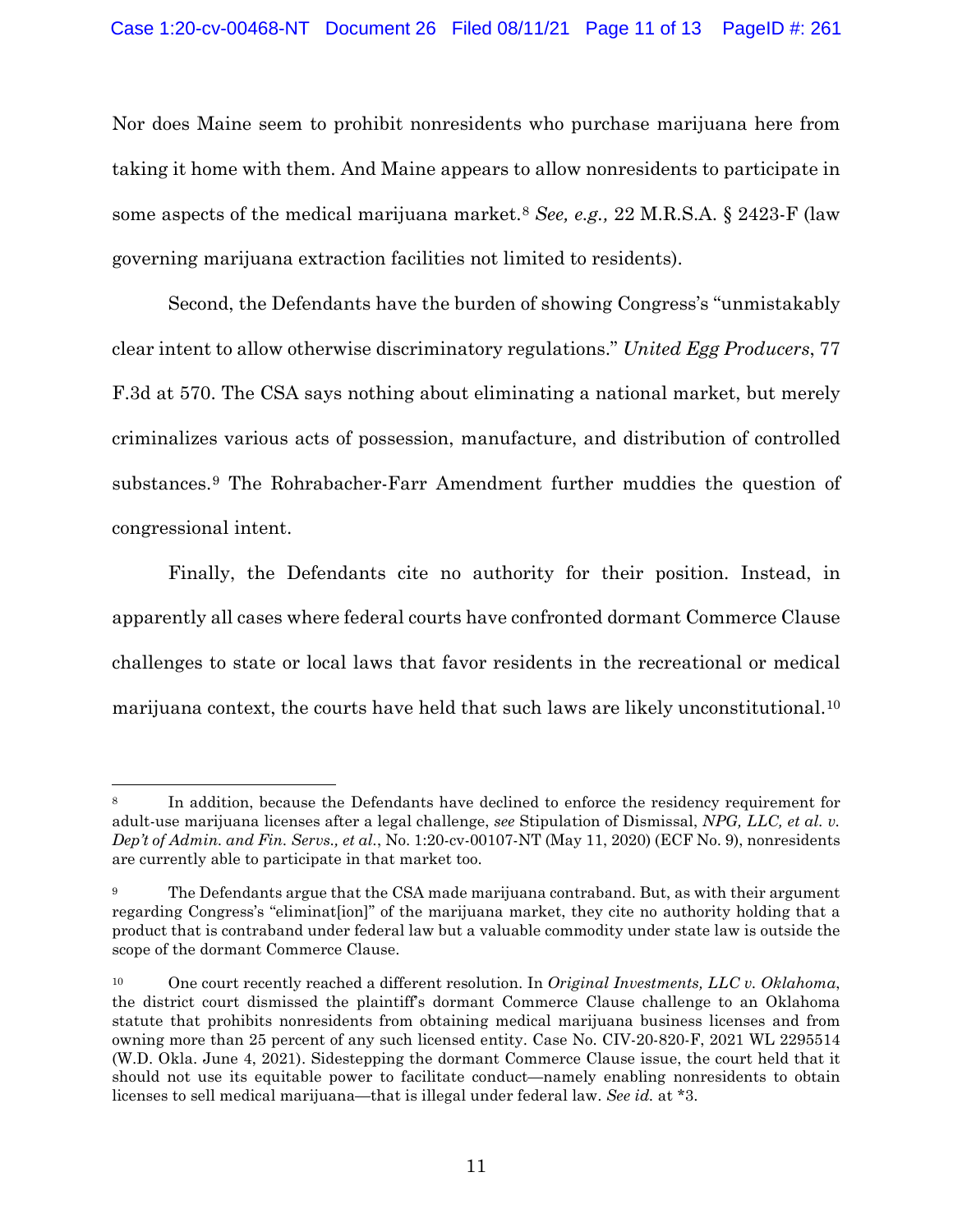Nor does Maine seem to prohibit nonresidents who purchase marijuana here from taking it home with them. And Maine appears to allow nonresidents to participate in some aspects of the medical marijuana market.[8] *See, e.g.,* 22 M.R.S.A. § 2423-F (law governing marijuana extraction facilities not limited to residents).

Second, the Defendants have the burden of showing Congress's "unmistakably clear intent to allow otherwise discriminatory regulations." *United Egg Producers*, 77 F.3d at 570. The CSA says nothing about eliminating a national market, but merely criminalizes various acts of possession, manufacture, and distribution of controlled substances.[9] The Rohrabacher-Farr Amendment further muddies the question of congressional intent.

Finally, the Defendants cite no authority for their position. Instead, in apparently all cases where federal courts have confronted dormant Commerce Clause challenges to state or local laws that favor residents in the recreational or medical marijuana context, the courts have held that such laws are likely unconstitutional.[10]

---

[8] In addition, because the Defendants have declined to enforce the residency requirement for adult-use marijuana licenses after a legal challenge, *see* Stipulation of Dismissal, *NPG, LLC, et al. v. Dep't of Admin. and Fin. Servs., et al.*, No. 1:20-cv-00107-NT (May 11, 2020) (ECF No. 9), nonresidents are currently able to participate in that market too.

[9] The Defendants argue that the CSA made marijuana contraband. But, as with their argument regarding Congress's "eliminat[ion]" of the marijuana market, they cite no authority holding that a product that is contraband under federal law but a valuable commodity under state law is outside the scope of the dormant Commerce Clause.

[10] One court recently reached a different resolution. In *Original Investments, LLC v. Oklahoma*, the district court dismissed the plaintiff's dormant Commerce Clause challenge to an Oklahoma statute that prohibits nonresidents from obtaining medical marijuana business licenses and from owning more than 25 percent of any such licensed entity. Case No. CIV-20-820-F, 2021 WL 2295514 (W.D. Okla. June 4, 2021). Sidestepping the dormant Commerce Clause issue, the court held that it should not use its equitable power to facilitate conduct—namely enabling nonresidents to obtain licenses to sell medical marijuana—that is illegal under federal law. *See id.* at \*3.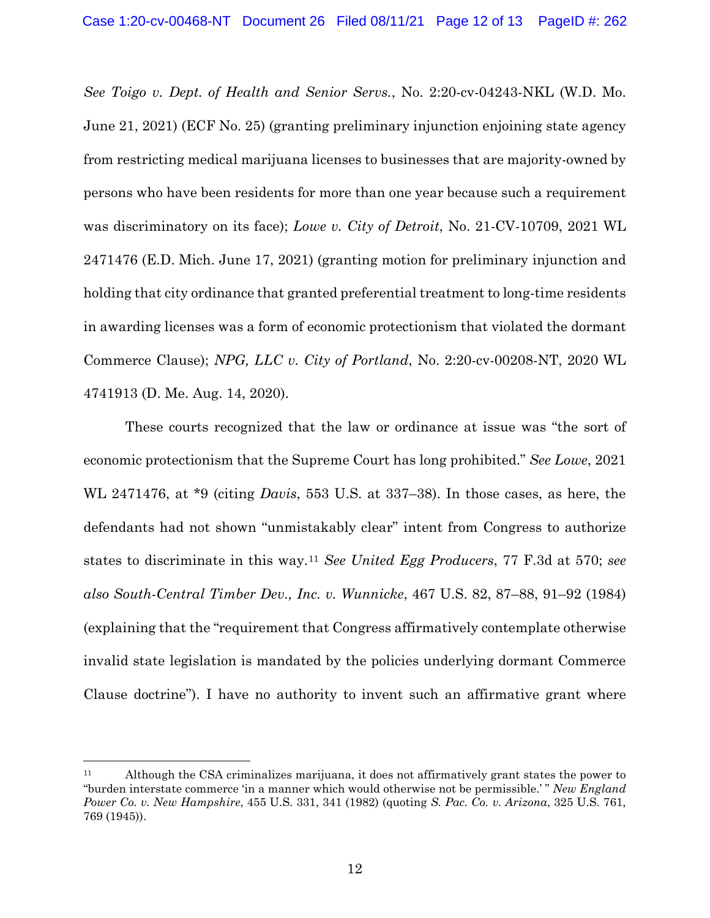*See Toigo v. Dept. of Health and Senior Servs.*, No. 2:20-cv-04243-NKL (W.D. Mo. June 21, 2021) (ECF No. 25) (granting preliminary injunction enjoining state agency from restricting medical marijuana licenses to businesses that are majority-owned by persons who have been residents for more than one year because such a requirement was discriminatory on its face); *Lowe v. City of Detroit*, No. 21-CV-10709, 2021 WL 2471476 (E.D. Mich. June 17, 2021) (granting motion for preliminary injunction and holding that city ordinance that granted preferential treatment to long-time residents in awarding licenses was a form of economic protectionism that violated the dormant Commerce Clause); *NPG, LLC v. City of Portland*, No. 2:20-cv-00208-NT, 2020 WL 4741913 (D. Me. Aug. 14, 2020).

These courts recognized that the law or ordinance at issue was "the sort of economic protectionism that the Supreme Court has long prohibited." *See Lowe*, 2021 WL 2471476, at *9 (citing *Davis*, 553 U.S. at 337–38). In those cases, as here, the defendants had not shown "unmistakably clear" intent from Congress to authorize states to discriminate in this way.[11] *See United Egg Producers*, 77 F.3d at 570; *see also South-Central Timber Dev., Inc. v. Wunnicke*, 467 U.S. 82, 87–88, 91–92 (1984) (explaining that the "requirement that Congress affirmatively contemplate otherwise invalid state legislation is mandated by the policies underlying dormant Commerce Clause doctrine"). I have no authority to invent such an affirmative grant where

---

[11] Although the CSA criminalizes marijuana, it does not affirmatively grant states the power to "burden interstate commerce 'in a manner which would otherwise not be permissible.' " *New England Power Co. v. New Hampshire*, 455 U.S. 331, 341 (1982) (quoting *S. Pac. Co. v. Arizona*, 325 U.S. 761, 769 (1945)).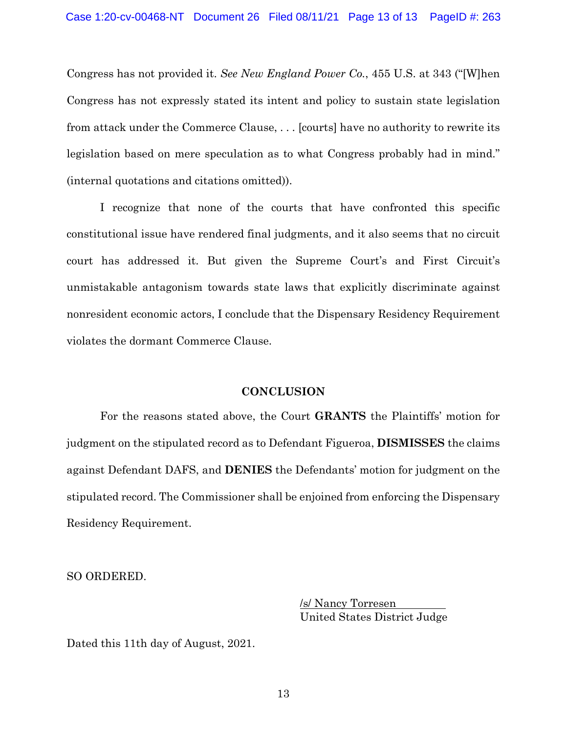Congress has not provided it. *See New England Power Co.*, 455 U.S. at 343 ("[W]hen Congress has not expressly stated its intent and policy to sustain state legislation from attack under the Commerce Clause, . . . [courts] have no authority to rewrite its legislation based on mere speculation as to what Congress probably had in mind." (internal quotations and citations omitted)).

I recognize that none of the courts that have confronted this specific constitutional issue have rendered final judgments, and it also seems that no circuit court has addressed it. But given the Supreme Court's and First Circuit's unmistakable antagonism towards state laws that explicitly discriminate against nonresident economic actors, I conclude that the Dispensary Residency Requirement violates the dormant Commerce Clause.

## CONCLUSION

For the reasons stated above, the Court **GRANTS** the Plaintiffs' motion for judgment on the stipulated record as to Defendant Figueroa, **DISMISSES** the claims against Defendant DAFS, and **DENIES** the Defendants' motion for judgment on the stipulated record. The Commissioner shall be enjoined from enforcing the Dispensary Residency Requirement.

SO ORDERED.

/s/ Nancy Torresen
United States District Judge

Dated this 11th day of August, 2021.